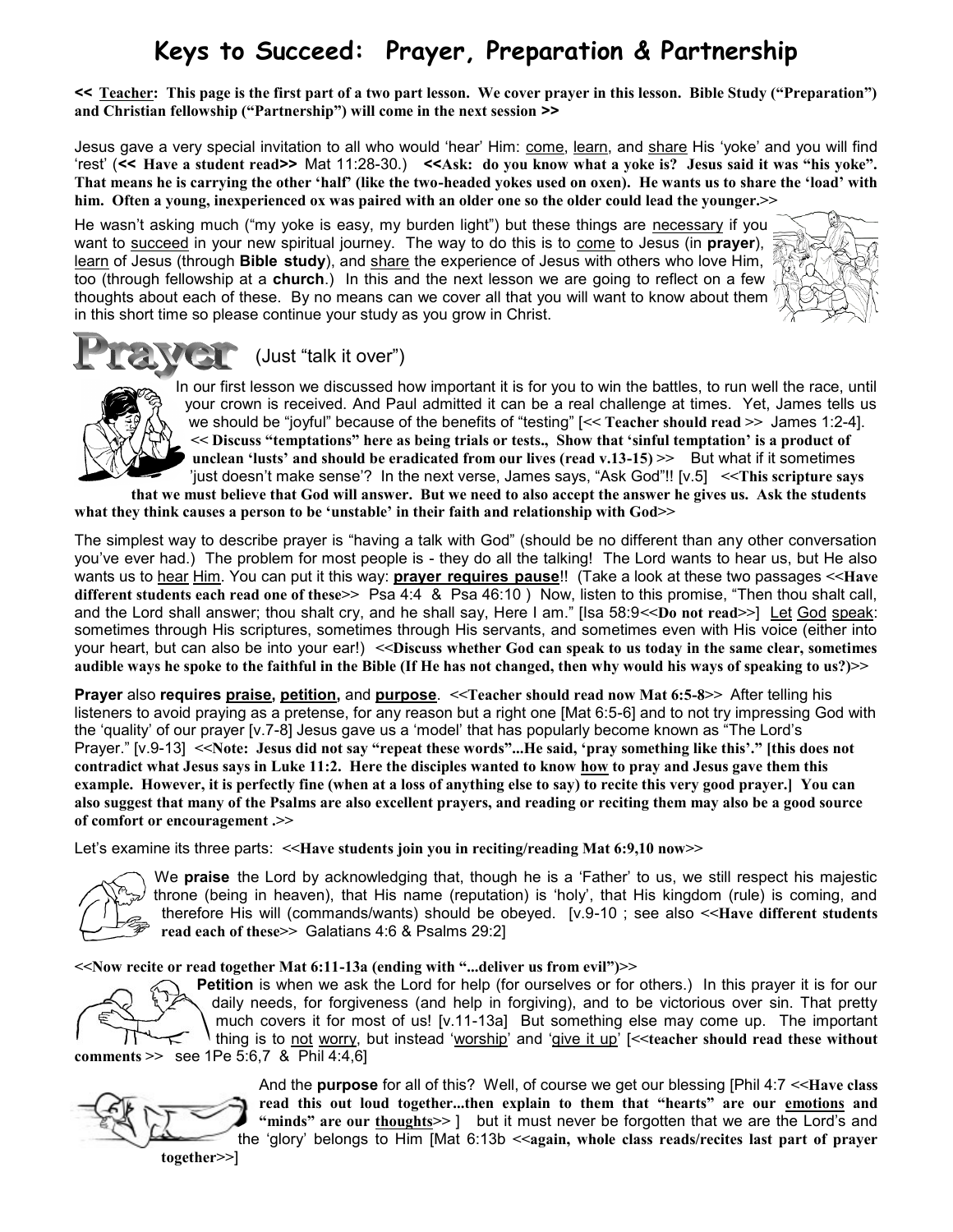# Keys to Succeed: Prayer, Preparation & Partnership

**<< Teacher: This page is the first part of a two part lesson. We cover prayer in this lesson. Bible Study ("Preparation") and Christian fellowship ("Partnership") will come in the next session >>**

Jesus gave a very special invitation to all who would 'hear' Him: come, learn, and share His 'yoke' and you will find 'rest' (**<< Have a student read>>** Mat 11:28-30.) **<<Ask: do you know what a yoke is? Jesus said it was "his yoke". That means he is carrying the other 'half' (like the two-headed yokes used on oxen). He wants us to share the 'load' with him. Often a young, inexperienced ox was paired with an older one so the older could lead the younger.>>**

He wasn't asking much ("my yoke is easy, my burden light") but these things are necessary if you want to succeed in your new spiritual journey. The way to do this is to come to Jesus (in **prayer**), learn of Jesus (through **Bible study**), and share the experience of Jesus with others who love Him, too (through fellowship at a **church**.) In this and the next lesson we are going to reflect on a few thoughts about each of these. By no means can we cover all that you will want to know about them in this short time so please continue your study as you grow in Christ.

## Prayer (Just "talk it over")

In our first lesson we discussed how important it is for you to win the battles, to run well the race, until your crown is received. And Paul admitted it can be a real challenge at times. Yet, James tells us we should be "joyful" because of the benefits of "testing" [<< **Teacher should read** >> James 1:2-4]. **<< Discuss "temptations" here as being trials or tests., Show that 'sinful temptation' is a product of unclean 'lusts' and should be eradicated from our lives (read v.13-15) >>** But what if it sometimes 'just doesn't make sense'? In the next verse, James says, "Ask God"!! [v.5] **<<This scripture says that we must believe that God will answer. But we need to also accept the answer he gives us. Ask the students what they think causes a person to be 'unstable' in their faith and relationship with God>>**

The simplest way to describe prayer is "having a talk with God" (should be no different than any other conversation you've ever had.) The problem for most people is - they do all the talking! The Lord wants to hear us, but He also wants us to hear Him. You can put it this way: **prayer requires pause**!! (Take a look at these two passages **<<Have different students each read one of these>>** Psa 4:4 & Psa 46:10 ) Now, listen to this promise, "Then thou shalt call, and the Lord shall answer; thou shalt cry, and he shall say, Here I am." [Isa 58:9**<<Do not read>>**] Let God speak: sometimes through His scriptures, sometimes through His servants, and sometimes even with His voice (either into your heart, but can also be into your ear!) **<<Discuss whether God can speak to us today in the same clear, sometimes audible ways he spoke to the faithful in the Bible (If He has not changed, then why would his ways of speaking to us?)>>**

**Prayer** also **requires praise, petition,** and **purpose**. **<<Teacher should read now Mat 6:5-8>>** After telling his listeners to avoid praying as a pretense, for any reason but a right one [Mat 6:5-6] and to not try impressing God with the 'quality' of our prayer [v.7-8] Jesus gave us a 'model' that has popularly become known as "The Lord's Prayer." [v.9-13] **<<Note: Jesus did not say "repeat these words"...He said, 'pray something like this'." [this does not contradict what Jesus says in Luke 11:2. Here the disciples wanted to know how to pray and Jesus gave them this example. However, it is perfectly fine (when at a loss of anything else to say) to recite this very good prayer.] You can also suggest that many of the Psalms are also excellent prayers, and reading or reciting them may also be a good source of comfort or encouragement .>>**

Let's examine its three parts: **<<Have students join you in reciting/reading Mat 6:9,10 now>>**

We **praise** the Lord by acknowledging that, though he is a 'Father' to us, we still respect his majestic throne (being in heaven), that His name (reputation) is 'holy', that His kingdom (rule) is coming, and therefore His will (commands/wants) should be obeyed. [v.9-10 ; see also **<<Have different students read each of these>>** Galatians 4:6 & Psalms 29:2]

**<<Now recite or read together Mat 6:11-13a (ending with "...deliver us from evil")>>**

**Petition** is when we ask the Lord for help (for ourselves or for others.) In this prayer it is for our daily needs, for forgiveness (and help in forgiving), and to be victorious over sin. That pretty much covers it for most of us! [v.11-13a] But something else may come up. The important thing is to not worry, but instead 'worship' and 'give it up' [**<<teacher should read these without comments >>** see 1Pe 5:6,7 & Phil 4:4,6]

And the **purpose** for all of this? Well, of course we get our blessing [Phil 4:7 **<<Have class read this out loud together...then explain to them that "hearts" are our emotions and "minds" are our thoughts>>** ] but it must never be forgotten that we are the Lord's and the 'glory' belongs to Him [Mat 6:13b **<<again, whole class reads/recites last part of prayer together>>**]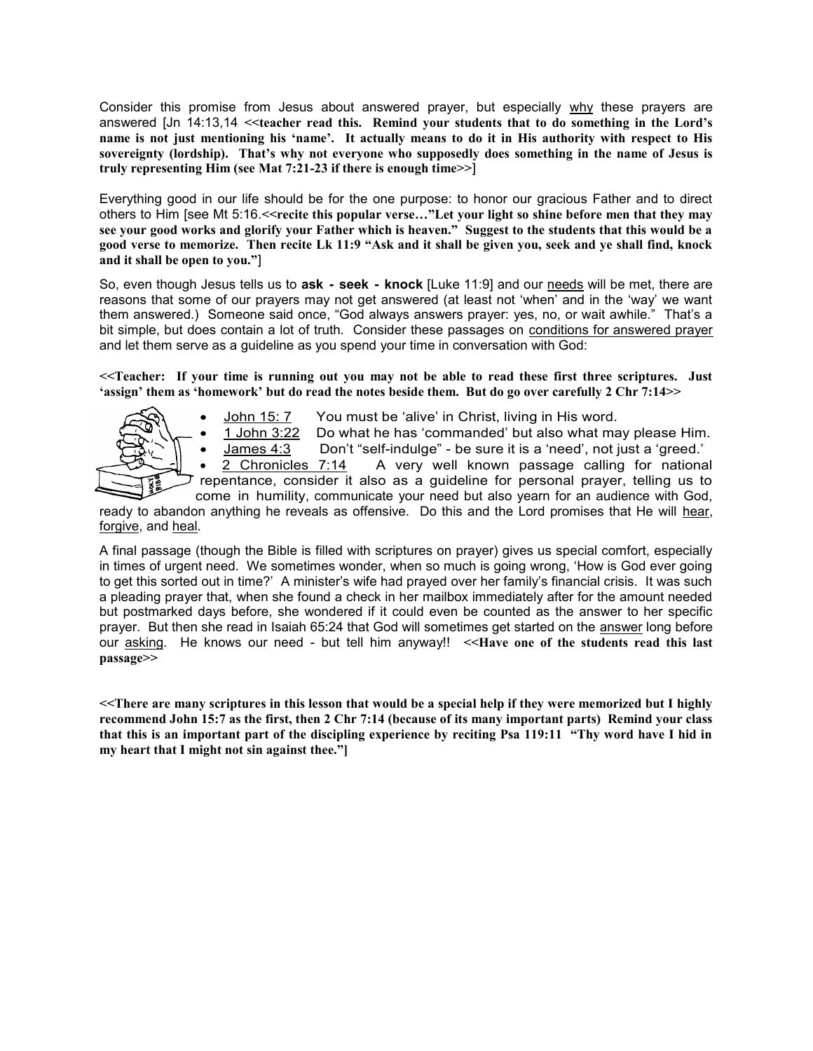Consider this promise from Jesus about answered prayer, but especially <u>why</u> these prayers are answered [Jn 14:13,14 **<<teacher read this. Remind your students that to do something in the Lord's name is not just mentioning his 'name'. It actually means to do it in His authority with respect to His sovereignty (lordship). That's why not everyone who supposedly does something in the name of Jesus is truly representing Him (see Mat 7:21-23 if there is enough time>>**]

Everything good in our life should be for the one purpose: to honor our gracious Father and to direct others to Him [see Mt 5:16.**<<recite this popular verse…"Let your light so shine before men that they may see your good works and glorify your Father which is heaven." Suggest to the students that this would be a good verse to memorize. Then recite Lk 11:9 "Ask and it shall be given you, seek and ye shall find, knock and it shall be open to you."**]

So, even though Jesus tells us to **ask - seek - knock** [Luke 11:9] and our <u>needs</u> will be met, there are reasons that some of our prayers may not get answered (at least not 'when' and in the 'way' we want them answered.) Someone said once, "God always answers prayer: yes, no, or wait awhile." That's a bit simple, but does contain a lot of truth. Consider these passages on <u>conditions for answered prayer</u> and let them serve as a guideline as you spend your time in conversation with God:

**<<Teacher: If your time is running out you may not be able to read these first three scriptures. Just 'assign' them as 'homework' but do read the notes beside them. But do go over carefully 2 Chr 7:14>>**

- <u>John 15: 7</u> You must be 'alive' in Christ, living in His word.
- <u>1 John 3:22</u> Do what he has 'commanded' but also what may please Him.
- <u>James 4:3</u> Don't "self-indulge" - be sure it is a 'need', not just a 'greed.'
- <u>2 Chronicles 7:14</u> A very well known passage calling for national repentance, consider it also as a guideline for personal prayer, telling us to come in humility, communicate your need but also yearn for an audience with God, ready to abandon anything he reveals as offensive. Do this and the Lord promises that He will <u>hear</u>, <u>forgive</u>, and <u>heal</u>.

A final passage (though the Bible is filled with scriptures on prayer) gives us special comfort, especially in times of urgent need. We sometimes wonder, when so much is going wrong, 'How is God ever going to get this sorted out in time?' A minister's wife had prayed over her family's financial crisis. It was such a pleading prayer that, when she found a check in her mailbox immediately after for the amount needed but postmarked days before, she wondered if it could even be counted as the answer to her specific prayer. But then she read in Isaiah 65:24 that God will sometimes get started on the <u>answer</u> long before our <u>asking</u>. He knows our need - but tell him anyway!! **<<Have one of the students read this last passage>>**

**<<There are many scriptures in this lesson that would be a special help if they were memorized but I highly recommend John 15:7 as the first, then 2 Chr 7:14 (because of its many important parts) Remind your class that this is an important part of the discipling experience by reciting Psa 119:11 "Thy word have I hid in my heart that I might not sin against thee."]**